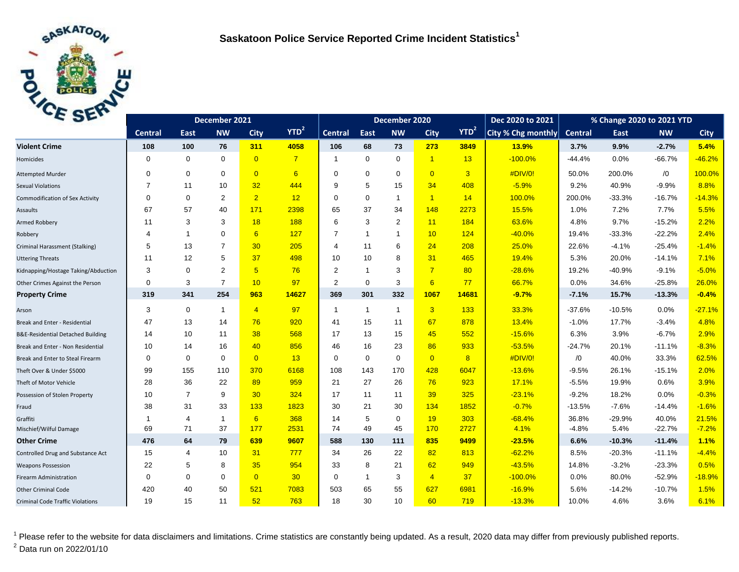# Saskatoon Police Service Reported Crime Incident Statistics[1]

| | December 2021 | | | | | December 2020 | | | | | Dec 2020 to 2021 | % Change 2020 to 2021 YTD | | | |
|---|---|---|---|---|---|---|---|---|---|---|---|---|---|---|---|
| | Central | East | NW | City | YTD[2] | Central | East | NW | City | YTD[2] | City % Chg monthly | Central | East | NW | City |
| **Violent Crime** | **108** | **100** | **76** | **311** | **4058** | **106** | **68** | **73** | **273** | **3849** | **13.9%** | **3.7%** | **9.9%** | **-2.7%** | **5.4%** |
| Homicides | 0 | 0 | 0 | 0 | 7 | 1 | 0 | 0 | 1 | 13 | -100.0% | -44.4% | 0.0% | -66.7% | -46.2% |
| Attempted Murder | 0 | 0 | 0 | 0 | 6 | 0 | 0 | 0 | 0 | 3 | #DIV/0! | 50.0% | 200.0% | /0 | 100.0% |
| Sexual Violations | 7 | 11 | 10 | 32 | 444 | 9 | 5 | 15 | 34 | 408 | -5.9% | 9.2% | 40.9% | -9.9% | 8.8% |
| Commodification of Sex Activity | 0 | 0 | 2 | 2 | 12 | 0 | 0 | 1 | 1 | 14 | 100.0% | 200.0% | -33.3% | -16.7% | -14.3% |
| Assaults | 67 | 57 | 40 | 171 | 2398 | 65 | 37 | 34 | 148 | 2273 | 15.5% | 1.0% | 7.2% | 7.7% | 5.5% |
| Armed Robbery | 11 | 3 | 3 | 18 | 188 | 6 | 3 | 2 | 11 | 184 | 63.6% | 4.8% | 9.7% | -15.2% | 2.2% |
| Robbery | 4 | 1 | 0 | 6 | 127 | 7 | 1 | 1 | 10 | 124 | -40.0% | 19.4% | -33.3% | -22.2% | 2.4% |
| Criminal Harassment (Stalking) | 5 | 13 | 7 | 30 | 205 | 4 | 11 | 6 | 24 | 208 | 25.0% | 22.6% | -4.1% | -25.4% | -1.4% |
| Uttering Threats | 11 | 12 | 5 | 37 | 498 | 10 | 10 | 8 | 31 | 465 | 19.4% | 5.3% | 20.0% | -14.1% | 7.1% |
| Kidnapping/Hostage Taking/Abduction | 3 | 0 | 2 | 5 | 76 | 2 | 1 | 3 | 7 | 80 | -28.6% | 19.2% | -40.9% | -9.1% | -5.0% |
| Other Crimes Against the Person | 0 | 3 | 7 | 10 | 97 | 2 | 0 | 3 | 6 | 77 | 66.7% | 0.0% | 34.6% | -25.8% | 26.0% |
| **Property Crime** | **319** | **341** | **254** | **963** | **14627** | **369** | **301** | **332** | **1067** | **14681** | **-9.7%** | **-7.1%** | **15.7%** | **-13.3%** | **-0.4%** |
| Arson | 3 | 0 | 1 | 4 | 97 | 1 | 1 | 1 | 3 | 133 | 33.3% | -37.6% | -10.5% | 0.0% | -27.1% |
| Break and Enter - Residential | 47 | 13 | 14 | 76 | 920 | 41 | 15 | 11 | 67 | 878 | 13.4% | -1.0% | 17.7% | -3.4% | 4.8% |
| B&E-Residential Detached Building | 14 | 10 | 11 | 38 | 568 | 17 | 13 | 15 | 45 | 552 | -15.6% | 6.3% | 3.9% | -6.7% | 2.9% |
| Break and Enter - Non Residential | 10 | 14 | 16 | 40 | 856 | 46 | 16 | 23 | 86 | 933 | -53.5% | -24.7% | 20.1% | -11.1% | -8.3% |
| Break and Enter to Steal Firearm | 0 | 0 | 0 | 0 | 13 | 0 | 0 | 0 | 0 | 8 | #DIV/0! | /0 | 40.0% | 33.3% | 62.5% |
| Theft Over & Under $5000 | 99 | 155 | 110 | 370 | 6168 | 108 | 143 | 170 | 428 | 6047 | -13.6% | -9.5% | 26.1% | -15.1% | 2.0% |
| Theft of Motor Vehicle | 28 | 36 | 22 | 89 | 959 | 21 | 27 | 26 | 76 | 923 | 17.1% | -5.5% | 19.9% | 0.6% | 3.9% |
| Possession of Stolen Property | 10 | 7 | 9 | 30 | 324 | 17 | 11 | 11 | 39 | 325 | -23.1% | -9.2% | 18.2% | 0.0% | -0.3% |
| Fraud | 38 | 31 | 33 | 133 | 1823 | 30 | 21 | 30 | 134 | 1852 | -0.7% | -13.5% | -7.6% | -14.4% | -1.6% |
| Graffiti | 1 | 4 | 1 | 6 | 368 | 14 | 5 | 0 | 19 | 303 | -68.4% | 36.8% | -29.9% | 40.0% | 21.5% |
| Mischief/Wilful Damage | 69 | 71 | 37 | 177 | 2531 | 74 | 49 | 45 | 170 | 2727 | 4.1% | -4.8% | 5.4% | -22.7% | -7.2% |
| **Other Crime** | **476** | **64** | **79** | **639** | **9607** | **588** | **130** | **111** | **835** | **9499** | **-23.5%** | **6.6%** | **-10.3%** | **-11.4%** | **1.1%** |
| Controlled Drug and Substance Act | 15 | 4 | 10 | 31 | 777 | 34 | 26 | 22 | 82 | 813 | -62.2% | 8.5% | -20.3% | -11.1% | -4.4% |
| Weapons Possession | 22 | 5 | 8 | 35 | 954 | 33 | 8 | 21 | 62 | 949 | -43.5% | 14.8% | -3.2% | -23.3% | 0.5% |
| Firearm Administration | 0 | 0 | 0 | 0 | 30 | 0 | 1 | 3 | 4 | 37 | -100.0% | 0.0% | 80.0% | -52.9% | -18.9% |
| Other Criminal Code | 420 | 40 | 50 | 521 | 7083 | 503 | 65 | 55 | 627 | 6981 | -16.9% | 5.6% | -14.2% | -10.7% | 1.5% |
| Criminal Code Traffic Violations | 19 | 15 | 11 | 52 | 763 | 18 | 30 | 10 | 60 | 719 | -13.3% | 10.0% | 4.6% | 3.6% | 6.1% |

[1] Please refer to the website for data disclaimers and limitations. Crime statistics are constantly being updated. As a result, 2020 data may differ from previously published reports.

[2] Data run on 2022/01/10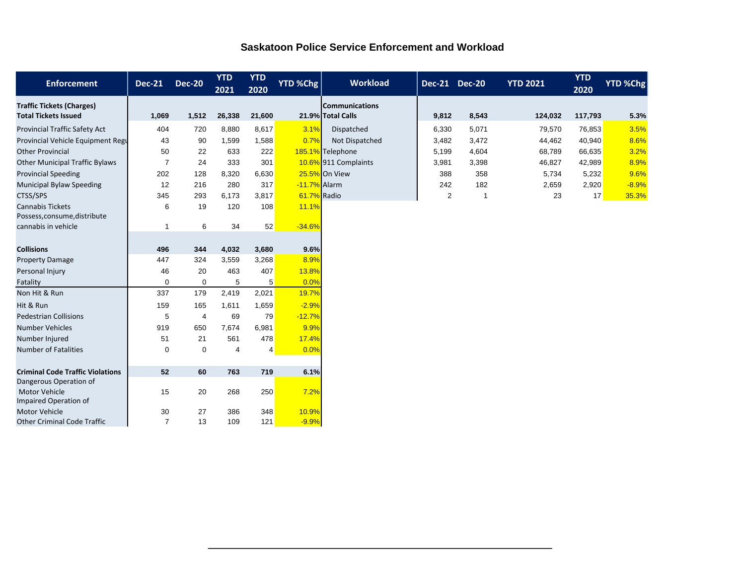# Saskatoon Police Service Enforcement and Workload

| Enforcement | Dec-21 | Dec-20 | YTD 2021 | YTD 2020 | YTD %Chg |
|---|---|---|---|---|---|
| **Traffic Tickets (Charges)** | | | | | |
| **Total Tickets Issued** | **1,069** | **1,512** | **26,338** | **21,600** | **21.9%** |
| Provincial Traffic Safety Act | 404 | 720 | 8,880 | 8,617 | 3.1% |
| Provincial Vehicle Equipment Regu | 43 | 90 | 1,599 | 1,588 | 0.7% |
| Other Provincial | 50 | 22 | 633 | 222 | 185.1% |
| Other Municipal Traffic Bylaws | 7 | 24 | 333 | 301 | 10.6% |
| Provincial Speeding | 202 | 128 | 8,320 | 6,630 | 25.5% |
| Municipal Bylaw Speeding | 12 | 216 | 280 | 317 | -11.7% |
| CTSS/SPS | 345 | 293 | 6,173 | 3,817 | 61.7% |
| Cannabis Tickets | 6 | 19 | 120 | 108 | 11.1% |
| Possess,consume,distribute cannabis in vehicle | 1 | 6 | 34 | 52 | -34.6% |
| **Collisions** | **496** | **344** | **4,032** | **3,680** | **9.6%** |
| Property Damage | 447 | 324 | 3,559 | 3,268 | 8.9% |
| Personal Injury | 46 | 20 | 463 | 407 | 13.8% |
| Fatality | 0 | 0 | 5 | 5 | 0.0% |
| Non Hit & Run | 337 | 179 | 2,419 | 2,021 | 19.7% |
| Hit & Run | 159 | 165 | 1,611 | 1,659 | -2.9% |
| Pedestrian Collisions | 5 | 4 | 69 | 79 | -12.7% |
| Number Vehicles | 919 | 650 | 7,674 | 6,981 | 9.9% |
| Number Injured | 51 | 21 | 561 | 478 | 17.4% |
| Number of Fatalities | 0 | 0 | 4 | 4 | 0.0% |
| **Criminal Code Traffic Violations** | **52** | **60** | **763** | **719** | **6.1%** |
| Dangerous Operation of Motor Vehicle | 15 | 20 | 268 | 250 | 7.2% |
| Impaired Operation of Motor Vehicle | 30 | 27 | 386 | 348 | 10.9% |
| Other Criminal Code Traffic | 7 | 13 | 109 | 121 | -9.9% |

| Workload | Dec-21 | Dec-20 | YTD 2021 | YTD 2020 | YTD %Chg |
|---|---|---|---|---|---|
| **Communications** | | | | | |
| **Total Calls** | **9,812** | **8,543** | **124,032** | **117,793** | **5.3%** |
| Dispatched | 6,330 | 5,071 | 79,570 | 76,853 | 3.5% |
| Not Dispatched | 3,482 | 3,472 | 44,462 | 40,940 | 8.6% |
| Telephone | 5,199 | 4,604 | 68,789 | 66,635 | 3.2% |
| 911 Complaints | 3,981 | 3,398 | 46,827 | 42,989 | 8.9% |
| On View | 388 | 358 | 5,734 | 5,232 | 9.6% |
| Alarm | 242 | 182 | 2,659 | 2,920 | -8.9% |
| Radio | 2 | 1 | 23 | 17 | 35.3% |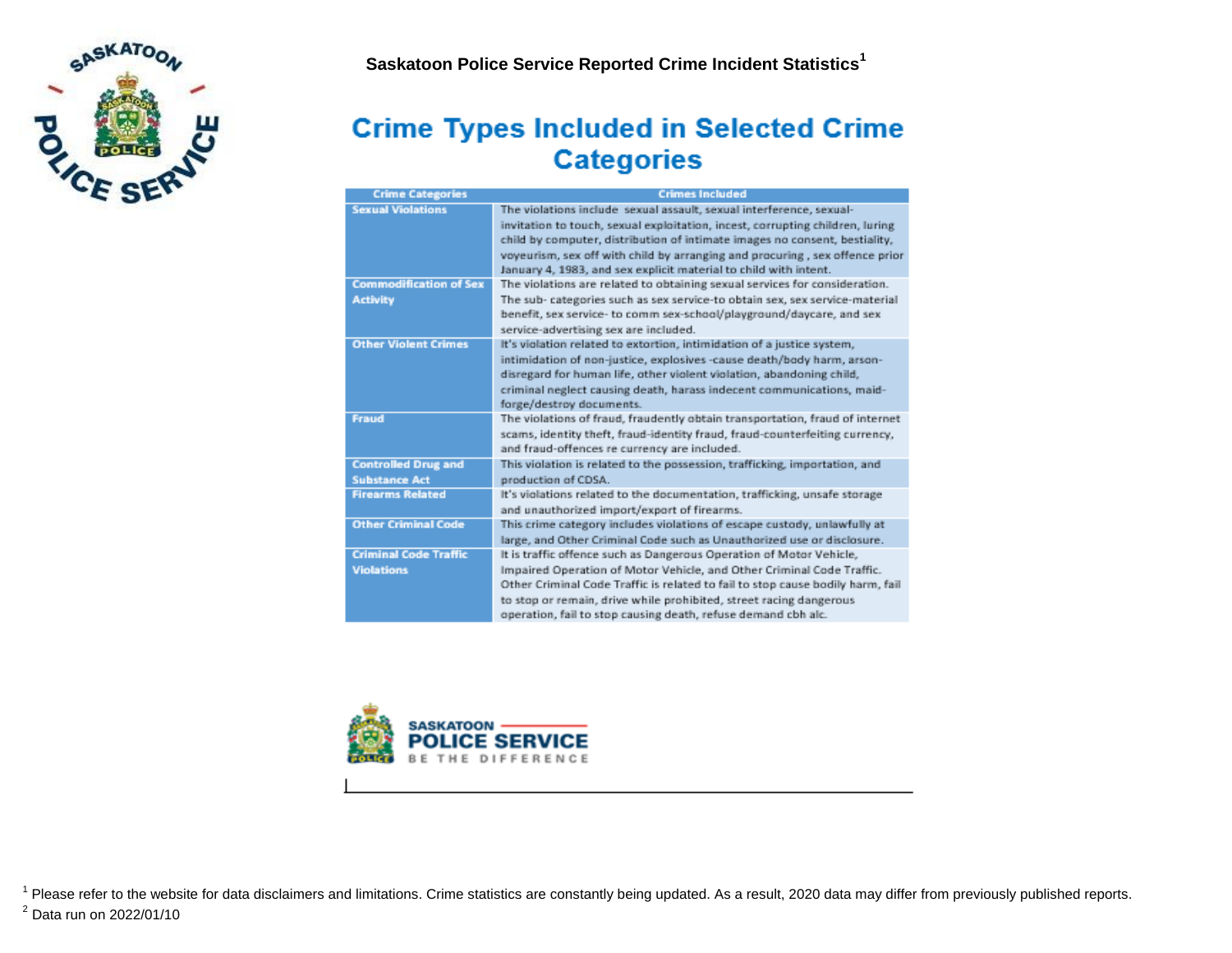**Saskatoon Police Service Reported Crime Incident Statistics[1]**

# Crime Types Included in Selected Crime Categories

| Crime Categories | Crimes Included |
|---|---|
| Sexual Violations | The violations include sexual assault, sexual interference, sexual-invitation to touch, sexual exploitation, incest, corrupting children, luring child by computer, distribution of intimate images no consent, bestiality, voyeurism, sex off with child by arranging and procuring , sex offence prior January 4, 1983, and sex explicit material to child with intent. |
| Commodification of Sex Activity | The violations are related to obtaining sexual services for consideration. The sub- categories such as sex service-to obtain sex, sex service-material benefit, sex service- to comm sex-school/playground/daycare, and sex service-advertising sex are included. |
| Other Violent Crimes | It's violation related to extortion, intimidation of a justice system, intimidation of non-justice, explosives -cause death/body harm, arson-disregard for human life, other violent violation, abandoning child, criminal neglect causing death, harass indecent communications, maid-forge/destroy documents. |
| Fraud | The violations of fraud, fraudently obtain transportation, fraud of internet scams, identity theft, fraud-identity fraud, fraud-counterfeiting currency, and fraud-offences re currency are included. |
| Controlled Drug and Substance Act | This violation is related to the possession, trafficking, importation, and production of CDSA. |
| Firearms Related | It's violations related to the documentation, trafficking, unsafe storage and unauthorized import/export of firearms. |
| Other Criminal Code | This crime category includes violations of escape custody, unlawfully at large, and Other Criminal Code such as Unauthorized use or disclosure. |
| Criminal Code Traffic Violations | It is traffic offence such as Dangerous Operation of Motor Vehicle, Impaired Operation of Motor Vehicle, and Other Criminal Code Traffic. Other Criminal Code Traffic is related to fail to stop cause bodily harm, fail to stop or remain, drive while prohibited, street racing dangerous operation, fail to stop causing death, refuse demand cbh alc. |

SASKATOON POLICE SERVICE
BE THE DIFFERENCE

[1] Please refer to the website for data disclaimers and limitations. Crime statistics are constantly being updated. As a result, 2020 data may differ from previously published reports.
[2] Data run on 2022/01/10